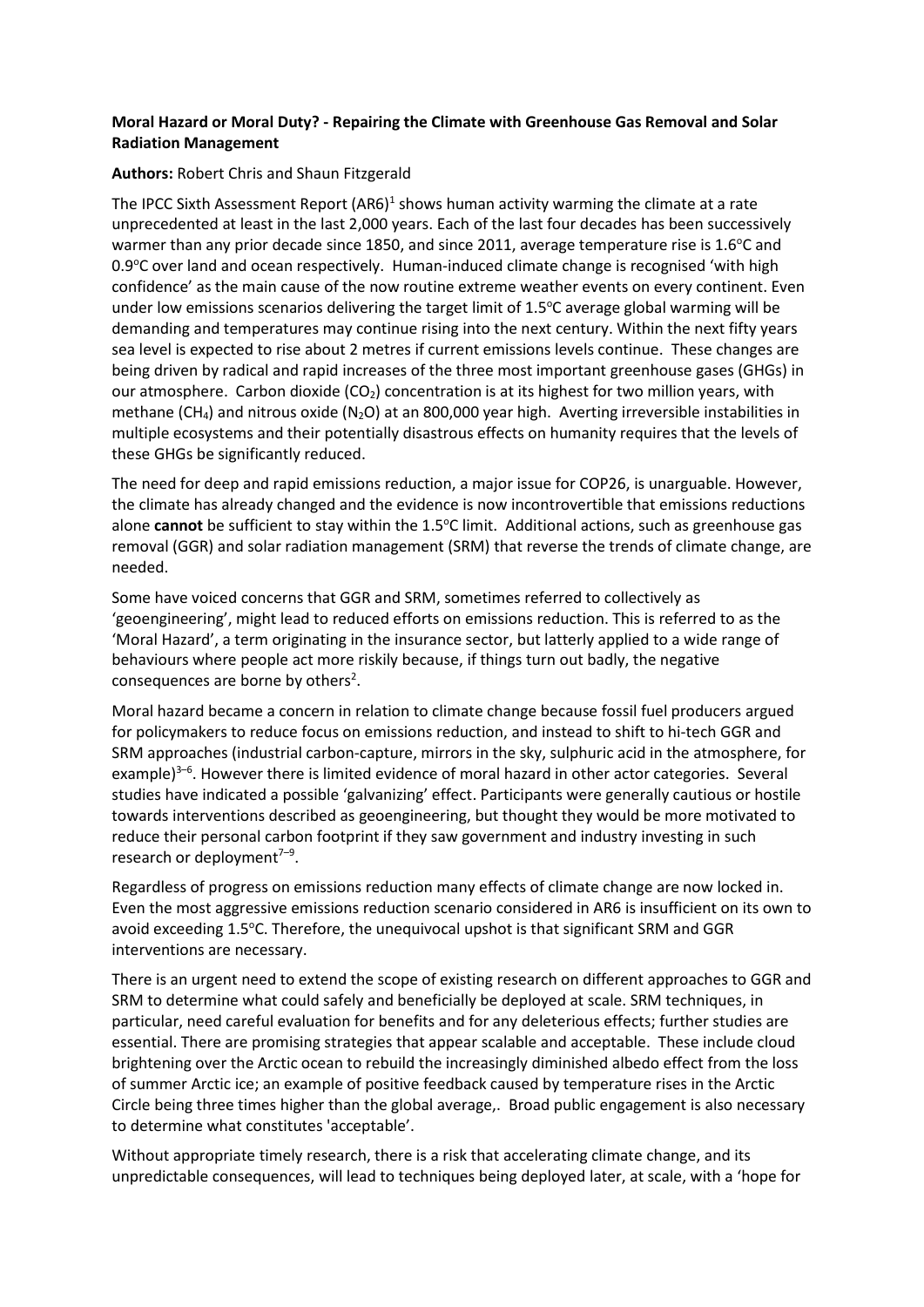**Moral Hazard or Moral Duty? - Repairing the Climate with Greenhouse Gas Removal and Solar Radiation Management**

**Authors:** Robert Chris and Shaun Fitzgerald

The IPCC Sixth Assessment Report (AR6)[1] shows human activity warming the climate at a rate unprecedented at least in the last 2,000 years. Each of the last four decades has been successively warmer than any prior decade since 1850, and since 2011, average temperature rise is 1.6°C and 0.9°C over land and ocean respectively. Human-induced climate change is recognised 'with high confidence' as the main cause of the now routine extreme weather events on every continent. Even under low emissions scenarios delivering the target limit of 1.5°C average global warming will be demanding and temperatures may continue rising into the next century. Within the next fifty years sea level is expected to rise about 2 metres if current emissions levels continue. These changes are being driven by radical and rapid increases of the three most important greenhouse gases (GHGs) in our atmosphere. Carbon dioxide ($CO_2$) concentration is at its highest for two million years, with methane ($CH_4$) and nitrous oxide ($N_2O$) at an 800,000 year high. Averting irreversible instabilities in multiple ecosystems and their potentially disastrous effects on humanity requires that the levels of these GHGs be significantly reduced.

The need for deep and rapid emissions reduction, a major issue for COP26, is unarguable. However, the climate has already changed and the evidence is now incontrovertible that emissions reductions alone **cannot** be sufficient to stay within the 1.5°C limit. Additional actions, such as greenhouse gas removal (GGR) and solar radiation management (SRM) that reverse the trends of climate change, are needed.

Some have voiced concerns that GGR and SRM, sometimes referred to collectively as 'geoengineering', might lead to reduced efforts on emissions reduction. This is referred to as the 'Moral Hazard', a term originating in the insurance sector, but latterly applied to a wide range of behaviours where people act more riskily because, if things turn out badly, the negative consequences are borne by others[2].

Moral hazard became a concern in relation to climate change because fossil fuel producers argued for policymakers to reduce focus on emissions reduction, and instead to shift to hi-tech GGR and SRM approaches (industrial carbon-capture, mirrors in the sky, sulphuric acid in the atmosphere, for example)[3–6]. However there is limited evidence of moral hazard in other actor categories. Several studies have indicated a possible 'galvanizing' effect. Participants were generally cautious or hostile towards interventions described as geoengineering, but thought they would be more motivated to reduce their personal carbon footprint if they saw government and industry investing in such research or deployment[7–9].

Regardless of progress on emissions reduction many effects of climate change are now locked in. Even the most aggressive emissions reduction scenario considered in AR6 is insufficient on its own to avoid exceeding 1.5°C. Therefore, the unequivocal upshot is that significant SRM and GGR interventions are necessary.

There is an urgent need to extend the scope of existing research on different approaches to GGR and SRM to determine what could safely and beneficially be deployed at scale. SRM techniques, in particular, need careful evaluation for benefits and for any deleterious effects; further studies are essential. There are promising strategies that appear scalable and acceptable. These include cloud brightening over the Arctic ocean to rebuild the increasingly diminished albedo effect from the loss of summer Arctic ice; an example of positive feedback caused by temperature rises in the Arctic Circle being three times higher than the global average,. Broad public engagement is also necessary to determine what constitutes 'acceptable'.

Without appropriate timely research, there is a risk that accelerating climate change, and its unpredictable consequences, will lead to techniques being deployed later, at scale, with a 'hope for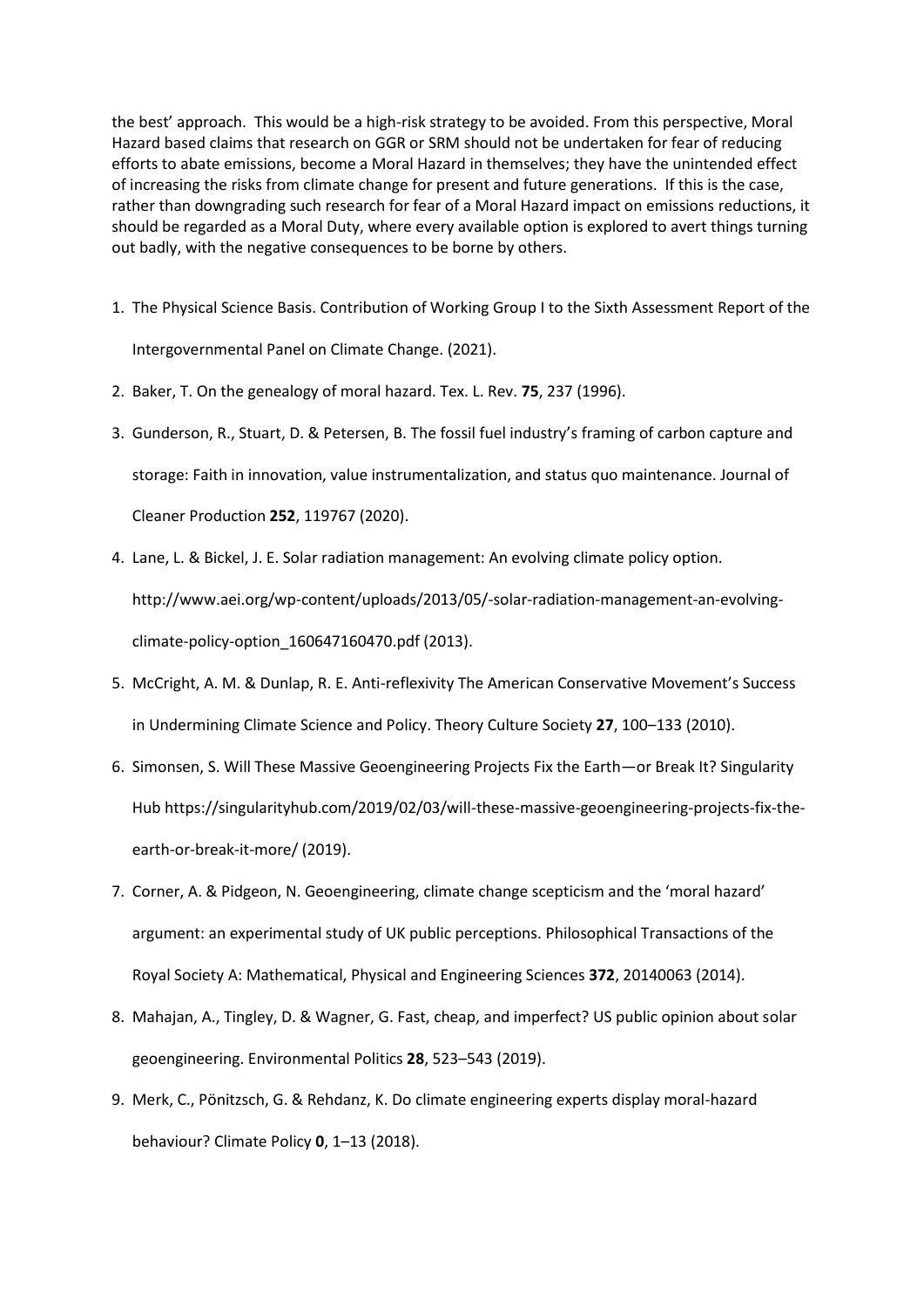the best' approach. This would be a high-risk strategy to be avoided. From this perspective, Moral Hazard based claims that research on GGR or SRM should not be undertaken for fear of reducing efforts to abate emissions, become a Moral Hazard in themselves; they have the unintended effect of increasing the risks from climate change for present and future generations. If this is the case, rather than downgrading such research for fear of a Moral Hazard impact on emissions reductions, it should be regarded as a Moral Duty, where every available option is explored to avert things turning out badly, with the negative consequences to be borne by others.

1. The Physical Science Basis. Contribution of Working Group I to the Sixth Assessment Report of the Intergovernmental Panel on Climate Change. (2021).
2. Baker, T. On the genealogy of moral hazard. Tex. L. Rev. **75**, 237 (1996).
3. Gunderson, R., Stuart, D. & Petersen, B. The fossil fuel industry's framing of carbon capture and storage: Faith in innovation, value instrumentalization, and status quo maintenance. Journal of Cleaner Production **252**, 119767 (2020).
4. Lane, L. & Bickel, J. E. Solar radiation management: An evolving climate policy option. http://www.aei.org/wp-content/uploads/2013/05/-solar-radiation-management-an-evolving-climate-policy-option_160647160470.pdf (2013).
5. McCright, A. M. & Dunlap, R. E. Anti-reflexivity The American Conservative Movement's Success in Undermining Climate Science and Policy. Theory Culture Society **27**, 100–133 (2010).
6. Simonsen, S. Will These Massive Geoengineering Projects Fix the Earth—or Break It? Singularity Hub https://singularityhub.com/2019/02/03/will-these-massive-geoengineering-projects-fix-the-earth-or-break-it-more/ (2019).
7. Corner, A. & Pidgeon, N. Geoengineering, climate change scepticism and the 'moral hazard' argument: an experimental study of UK public perceptions. Philosophical Transactions of the Royal Society A: Mathematical, Physical and Engineering Sciences **372**, 20140063 (2014).
8. Mahajan, A., Tingley, D. & Wagner, G. Fast, cheap, and imperfect? US public opinion about solar geoengineering. Environmental Politics **28**, 523–543 (2019).
9. Merk, C., Pönitzsch, G. & Rehdanz, K. Do climate engineering experts display moral-hazard behaviour? Climate Policy **0**, 1–13 (2018).